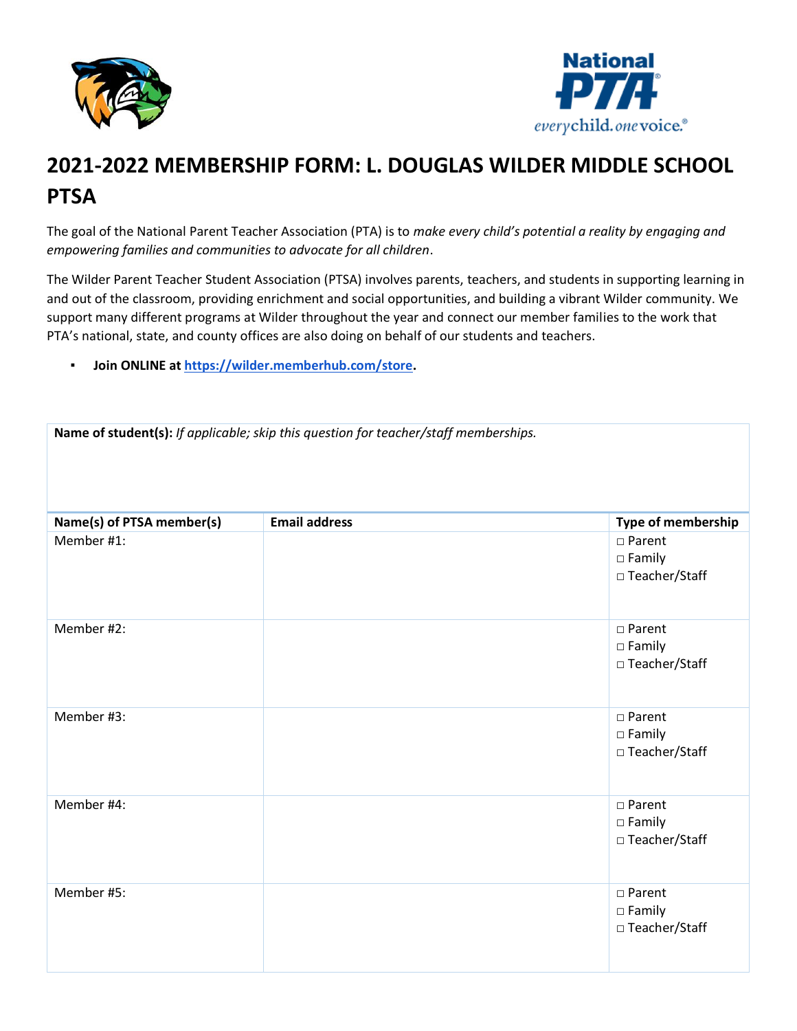# 2021-2022 MEMBERSHIP FORM: L. DOUGLAS WILDER MIDDLE SCHOOL PTSA

The goal of the National Parent Teacher Association (PTA) is to *make every child's potential a reality by engaging and empowering families and communities to advocate for all children*.

The Wilder Parent Teacher Student Association (PTSA) involves parents, teachers, and students in supporting learning in and out of the classroom, providing enrichment and social opportunities, and building a vibrant Wilder community. We support many different programs at Wilder throughout the year and connect our member families to the work that PTA's national, state, and county offices are also doing on behalf of our students and teachers.

- **Join ONLINE at [https://wilder.memberhub.com/store](https://wilder.memberhub.com/store).**

**Name of student(s):** *If applicable; skip this question for teacher/staff memberships.*

| Name(s) of PTSA member(s) | Email address | Type of membership |
|---|---|---|
| Member #1: | | □ Parent<br>□ Family<br>□ Teacher/Staff |
| Member #2: | | □ Parent<br>□ Family<br>□ Teacher/Staff |
| Member #3: | | □ Parent<br>□ Family<br>□ Teacher/Staff |
| Member #4: | | □ Parent<br>□ Family<br>□ Teacher/Staff |
| Member #5: | | □ Parent<br>□ Family<br>□ Teacher/Staff |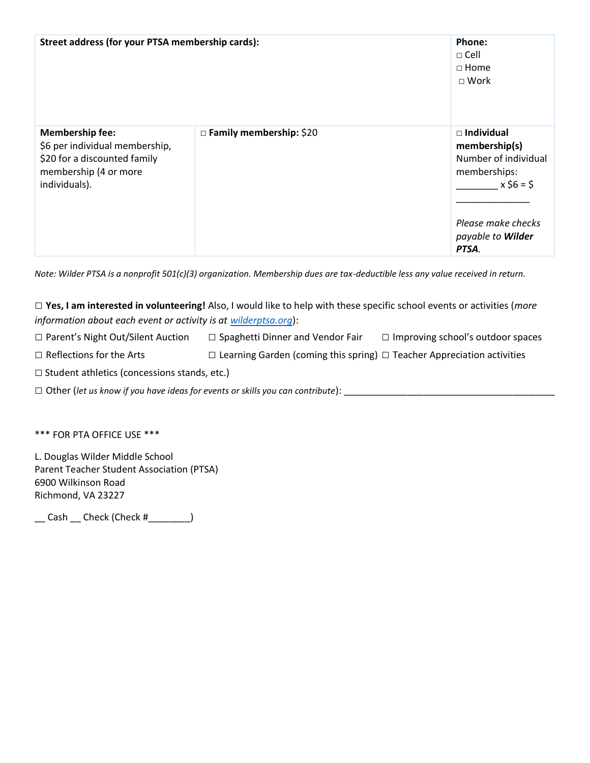| | | |
|---|---|---|
| **Street address (for your PTSA membership cards):** | | **Phone:**<br>□ Cell<br>□ Home<br>□ Work |
| **Membership fee:**<br>$6 per individual membership, $20 for a discounted family membership (4 or more individuals). | □ **Family membership:** $20 | □ **Individual membership(s)**<br>Number of individual memberships:<br>________ x $6 = $<br>______________<br><br>*Please make checks payable to **Wilder PTSA**.* |

*Note: Wilder PTSA is a nonprofit 501(c)(3) organization. Membership dues are tax-deductible less any value received in return.*

☐ **Yes, I am interested in volunteering!** Also, I would like to help with these specific school events or activities (*more information about each event or activity is at* [wilderptsa.org](wilderptsa.org)):

☐ Parent's Night Out/Silent Auction ☐ Spaghetti Dinner and Vendor Fair ☐ Improving school's outdoor spaces

☐ Reflections for the Arts ☐ Learning Garden (coming this spring) ☐ Teacher Appreciation activities

☐ Student athletics (concessions stands, etc.)

☐ Other (*let us know if you have ideas for events or skills you can contribute*): __________________________________________

*** FOR PTA OFFICE USE ***

L. Douglas Wilder Middle School
Parent Teacher Student Association (PTSA)
6900 Wilkinson Road
Richmond, VA 23227

__ Cash __ Check (Check #________)